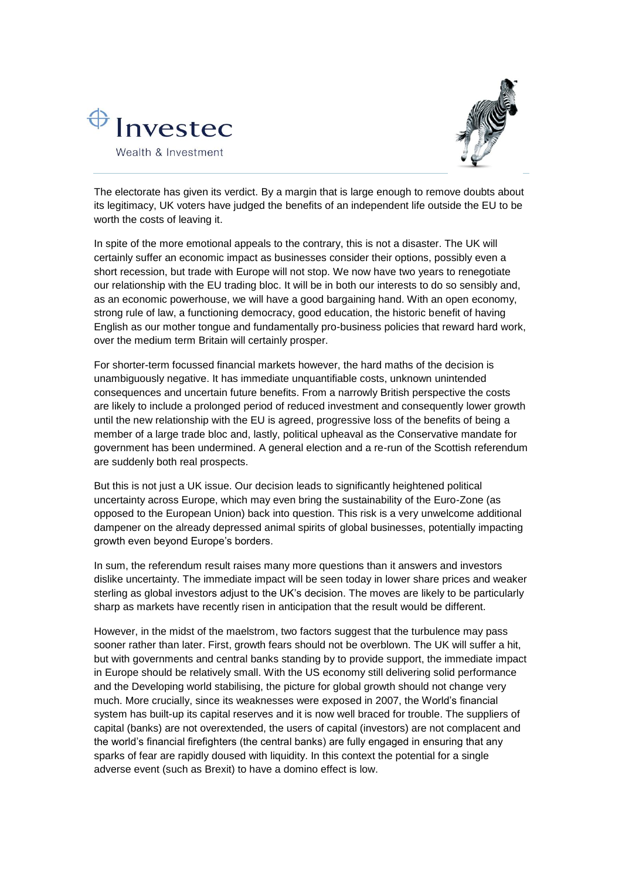Investec

Wealth & Investment

The electorate has given its verdict. By a margin that is large enough to remove doubts about its legitimacy, UK voters have judged the benefits of an independent life outside the EU to be worth the costs of leaving it.

In spite of the more emotional appeals to the contrary, this is not a disaster. The UK will certainly suffer an economic impact as businesses consider their options, possibly even a short recession, but trade with Europe will not stop. We now have two years to renegotiate our relationship with the EU trading bloc. It will be in both our interests to do so sensibly and, as an economic powerhouse, we will have a good bargaining hand. With an open economy, strong rule of law, a functioning democracy, good education, the historic benefit of having English as our mother tongue and fundamentally pro-business policies that reward hard work, over the medium term Britain will certainly prosper.

For shorter-term focussed financial markets however, the hard maths of the decision is unambiguously negative. It has immediate unquantifiable costs, unknown unintended consequences and uncertain future benefits. From a narrowly British perspective the costs are likely to include a prolonged period of reduced investment and consequently lower growth until the new relationship with the EU is agreed, progressive loss of the benefits of being a member of a large trade bloc and, lastly, political upheaval as the Conservative mandate for government has been undermined. A general election and a re-run of the Scottish referendum are suddenly both real prospects.

But this is not just a UK issue. Our decision leads to significantly heightened political uncertainty across Europe, which may even bring the sustainability of the Euro-Zone (as opposed to the European Union) back into question. This risk is a very unwelcome additional dampener on the already depressed animal spirits of global businesses, potentially impacting growth even beyond Europe's borders.

In sum, the referendum result raises many more questions than it answers and investors dislike uncertainty. The immediate impact will be seen today in lower share prices and weaker sterling as global investors adjust to the UK's decision. The moves are likely to be particularly sharp as markets have recently risen in anticipation that the result would be different.

However, in the midst of the maelstrom, two factors suggest that the turbulence may pass sooner rather than later. First, growth fears should not be overblown. The UK will suffer a hit, but with governments and central banks standing by to provide support, the immediate impact in Europe should be relatively small. With the US economy still delivering solid performance and the Developing world stabilising, the picture for global growth should not change very much. More crucially, since its weaknesses were exposed in 2007, the World's financial system has built-up its capital reserves and it is now well braced for trouble. The suppliers of capital (banks) are not overextended, the users of capital (investors) are not complacent and the world's financial firefighters (the central banks) are fully engaged in ensuring that any sparks of fear are rapidly doused with liquidity. In this context the potential for a single adverse event (such as Brexit) to have a domino effect is low.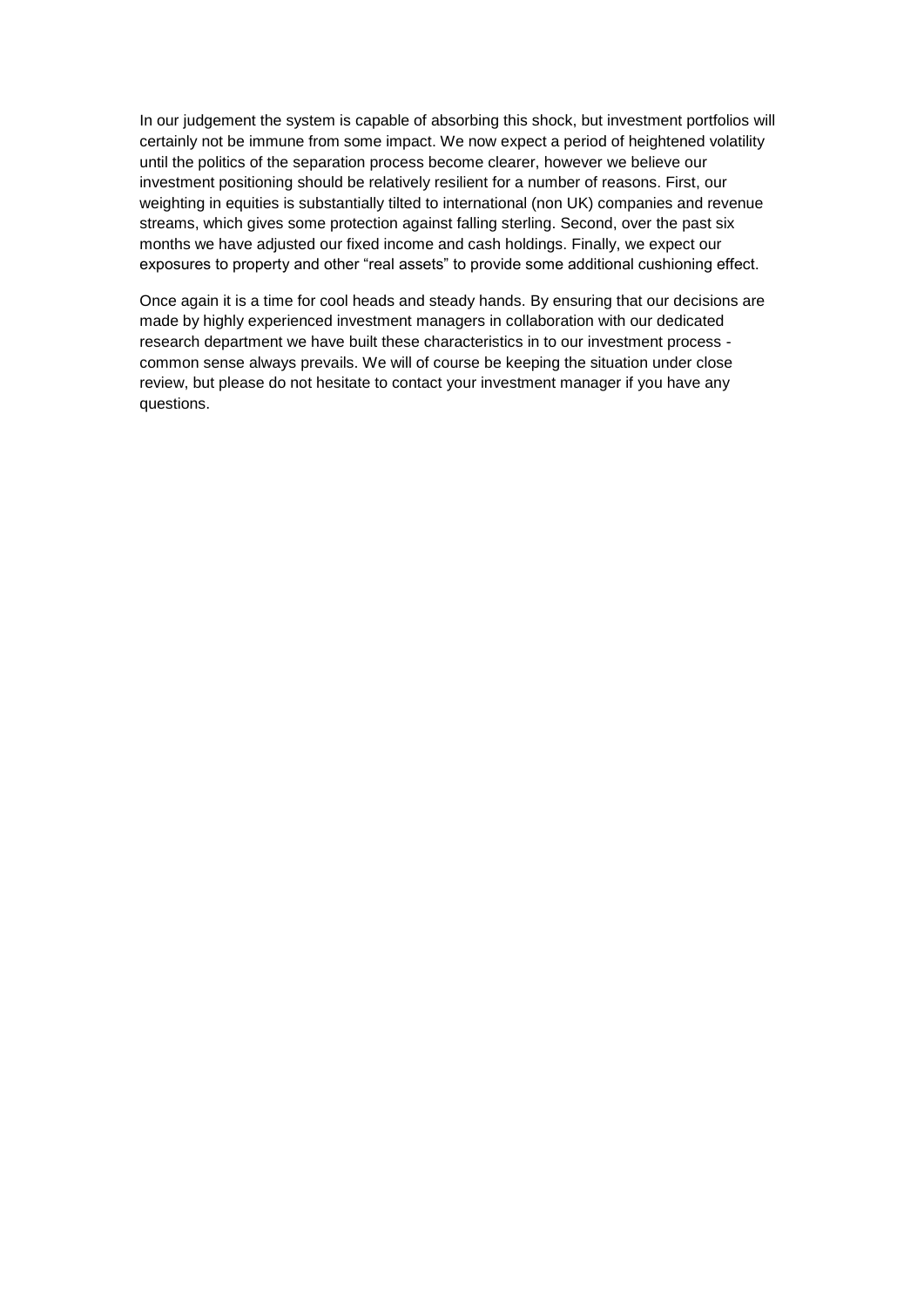In our judgement the system is capable of absorbing this shock, but investment portfolios will certainly not be immune from some impact. We now expect a period of heightened volatility until the politics of the separation process become clearer, however we believe our investment positioning should be relatively resilient for a number of reasons. First, our weighting in equities is substantially tilted to international (non UK) companies and revenue streams, which gives some protection against falling sterling. Second, over the past six months we have adjusted our fixed income and cash holdings. Finally, we expect our exposures to property and other "real assets" to provide some additional cushioning effect.

Once again it is a time for cool heads and steady hands. By ensuring that our decisions are made by highly experienced investment managers in collaboration with our dedicated research department we have built these characteristics in to our investment process - common sense always prevails. We will of course be keeping the situation under close review, but please do not hesitate to contact your investment manager if you have any questions.